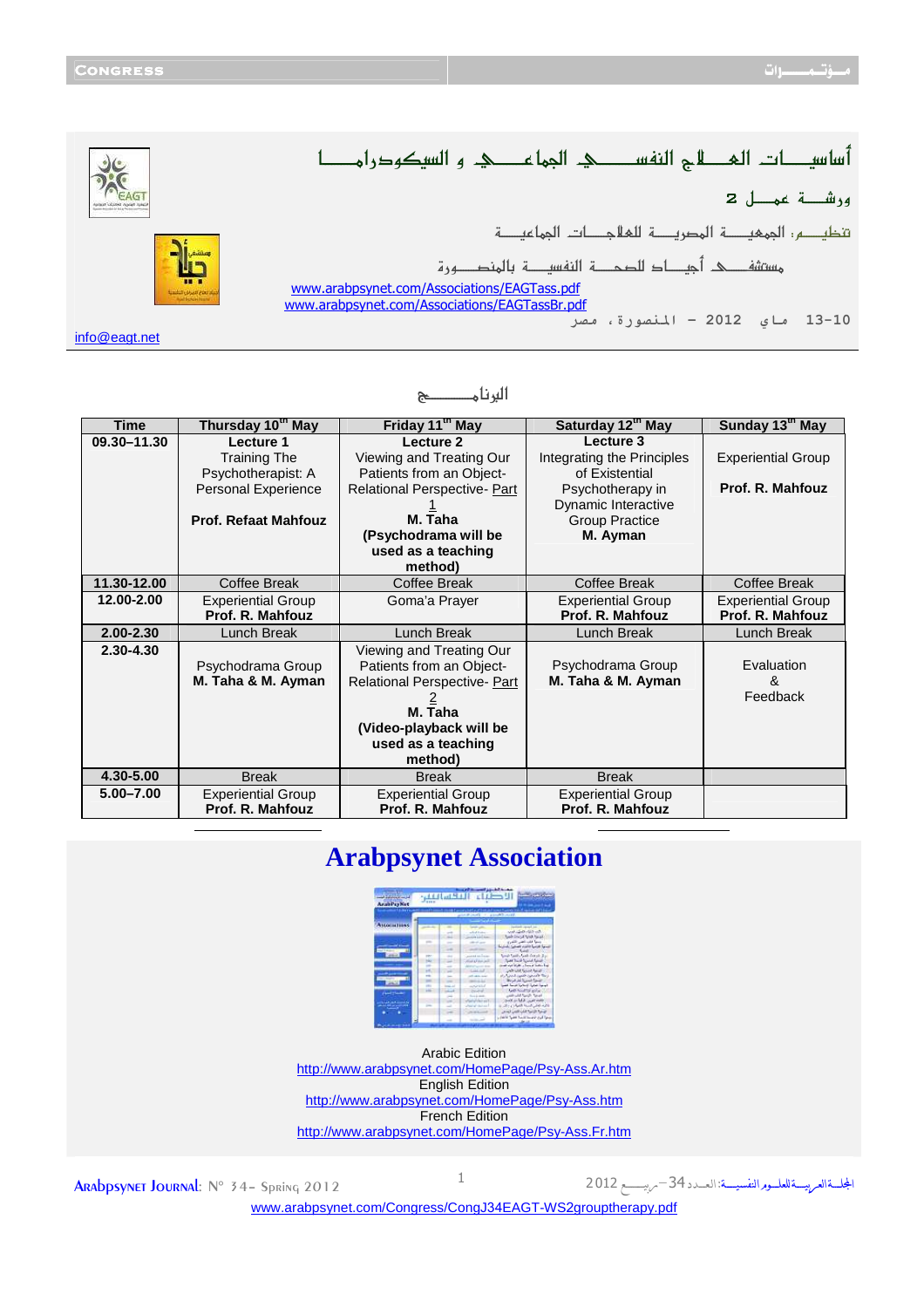# أساسيات العلاج النفسي الجماعي و السيكودراما

ورشة عمل 2

تنظيم: الجمعية المصرية للعلاجات الجماعية

مستشفى أجيال للصحة النفسية بالمنصورة

www.arabpsynet.com/Associations/EAGTass.pdf
www.arabpsynet.com/Associations/EAGTassBr.pdf

10-13 مايو 2012 - المنصورة، مصر

info@eagt.net

## البرنامج

| Time | Thursday 10th May | Friday 11th May | Saturday 12th May | Sunday 13th May |
|---|---|---|---|---|
| 09.30–11.30 | **Lecture 1** Training The Psychotherapist: A Personal Experience **Prof. Refaat Mahfouz** | **Lecture 2** Viewing and Treating Our Patients from an Object-Relational Perspective- Part 1 **M. Taha (Psychodrama will be used as a teaching method)** | **Lecture 3** Integrating the Principles of Existential Psychotherapy in Dynamic Interactive Group Practice **M. Ayman** | Experiential Group **Prof. R. Mahfouz** |
| 11.30-12.00 | Coffee Break | Coffee Break | Coffee Break | Coffee Break |
| 12.00-2.00 | Experiential Group **Prof. R. Mahfouz** | Goma'a Prayer | Experiential Group **Prof. R. Mahfouz** | Experiential Group **Prof. R. Mahfouz** |
| 2.00-2.30 | Lunch Break | Lunch Break | Lunch Break | Lunch Break |
| 2.30-4.30 | Psychodrama Group **M. Taha & M. Ayman** | Viewing and Treating Our Patients from an Object-Relational Perspective- Part 2 **M. Taha (Video-playback will be used as a teaching method)** | Psychodrama Group **M. Taha & M. Ayman** | Evaluation & Feedback |
| 4.30-5.00 | Break | Break | Break | |
| 5.00–7.00 | Experiential Group **Prof. R. Mahfouz** | Experiential Group **Prof. R. Mahfouz** | Experiential Group **Prof. R. Mahfouz** | |

# Arabpsynet Association

Arabic Edition
http://www.arabpsynet.com/HomePage/Psy-Ass.Ar.htm
English Edition
http://www.arabpsynet.com/HomePage/Psy-Ass.htm
French Edition
http://www.arabpsynet.com/HomePage/Psy-Ass.Fr.htm

www.arabpsynet.com/Congress/CongJ34EAGT-WS2grouptherapy.pdf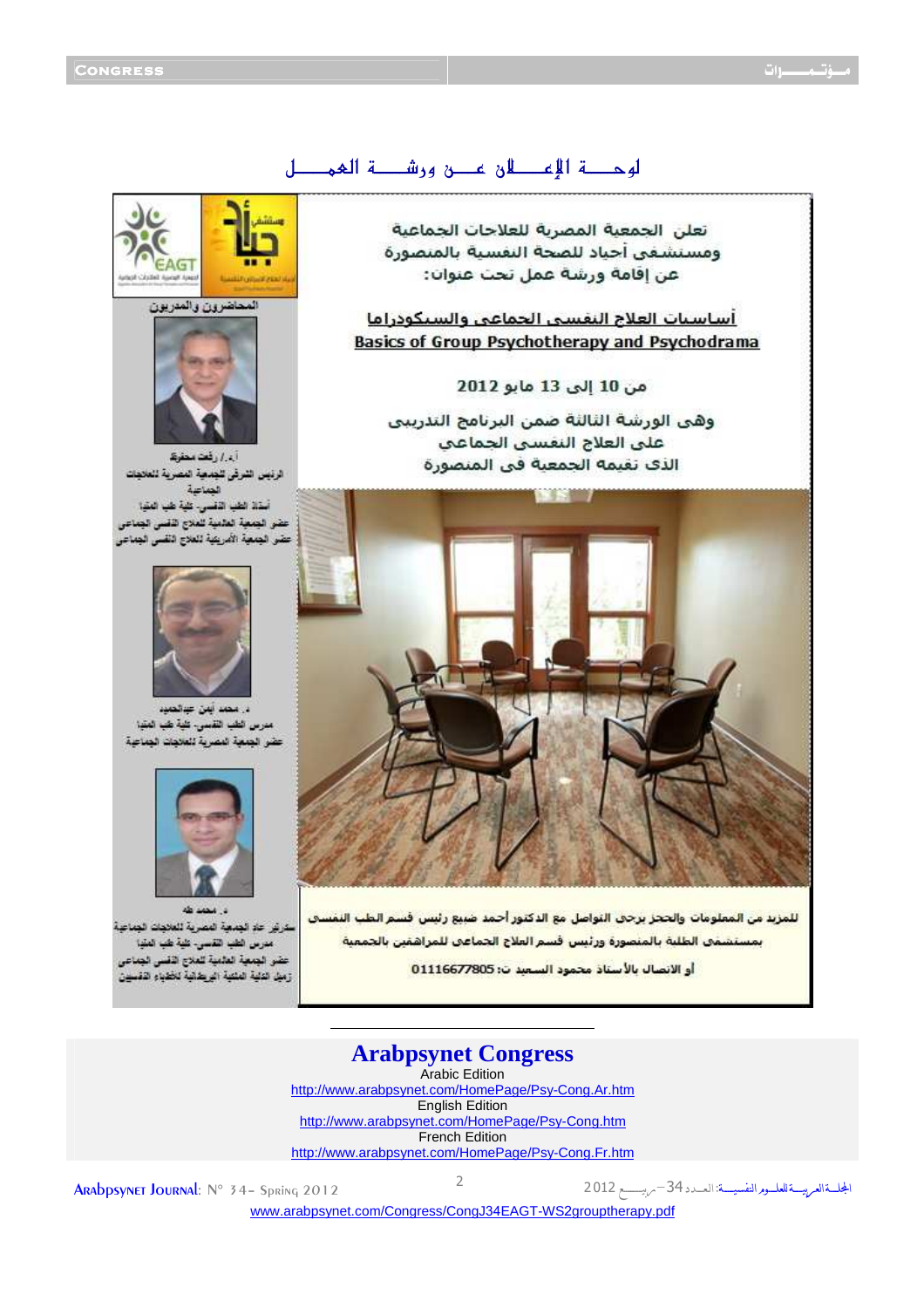## لوحـــة الإعـــلان عـــن ورشـــة العمـــل

تعلن الجمعية المصرية للعلاجات الجماعية
ومستشفى أجياد للصحة النفسية بالمنصورة
عن إقامة ورشة عمل تحت عنوان:

**أساسيات العلاج النفسي الجماعي والسيكودراما**
**Basics of Group Psychotherapy and Psychodrama**

من 10 إلى 13 مايو 2012

وهي الورشة الثالثة ضمن البرنامج التدريبي
على العلاج النفسي الجماعي
الذي تقيمه الجمعية في المنصورة

المحاضرون والمدربون

أ.د./ رفعت محفوظ
الرئيس الشرفي للجمعية المصرية للعلاجات الجماعية
أستاذ الطب النفسي- كلية طب المنيا
عضو الجمعية العالمية للعلاج النفسي الجماعي
عضو الجمعية الأمريكية للعلاج النفسي الجماعي

د. محمد أيمن عبدالحميد
مدرس الطب النفسي- كلية طب المنيا
عضو الجمعية المصرية للعلاجات الجماعية

د. محمد طه
سكرتير عام الجمعية المصرية للعلاجات الجماعية
مدرس الطب النفسي- كلية طب المنيا
عضو الجمعية العالمية للعلاج النفسي الجماعي
زميل الكلية الملكية البريطانية للأطباء النفسيين

للمزيد من المعلومات والحجز يرجى التواصل مع الدكتور أحمد ضبيع رئيس قسم الطب النفسي
بمستشفى الطلبة بالمنصورة ورئيس قسم العلاج الجماعي للمراهقين بالجمعية
أو الاتصال بالأستاذ محمود السعيد ت: 01116677805

---

# Arabpsynet Congress

Arabic Edition
http://www.arabpsynet.com/HomePage/Psy-Cong.Ar.htm
English Edition
http://www.arabpsynet.com/HomePage/Psy-Cong.htm
French Edition
http://www.arabpsynet.com/HomePage/Psy-Cong.Fr.htm

www.arabpsynet.com/Congress/CongJ34EAGT-WS2grouptherapy.pdf